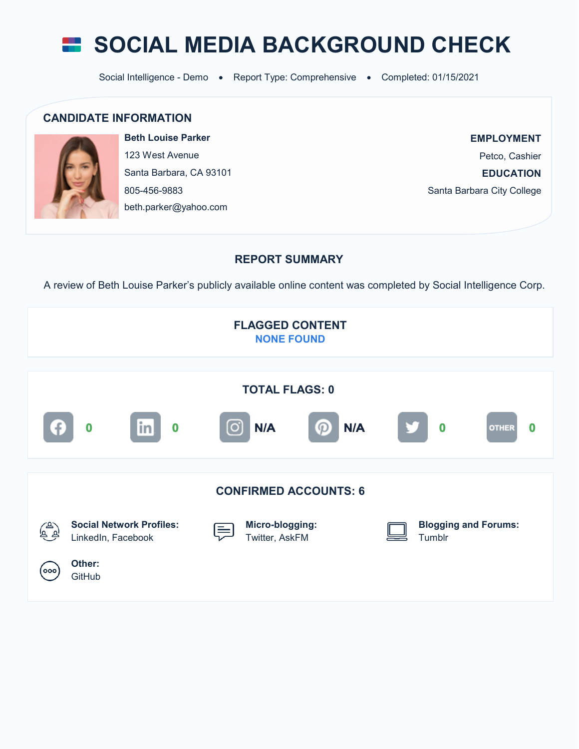# SOCIAL MEDIA BACKGROUND CHECK

Social Intelligence - Demo • Report Type: Comprehensive • Completed: 01/15/2021

## CANDIDATE INFORMATION

**Beth Louise Parker**
123 West Avenue
Santa Barbara, CA 93101
805-456-9883
beth.parker@yahoo.com

**EMPLOYMENT**
Petco, Cashier

**EDUCATION**
Santa Barbara City College

## REPORT SUMMARY

A review of Beth Louise Parker's publicly available online content was completed by Social Intelligence Corp.

### FLAGGED CONTENT

NONE FOUND

### TOTAL FLAGS: 0

| Facebook | LinkedIn | Instagram | Pinterest | Twitter | OTHER |
|---|---|---|---|---|---|
| 0 | 0 | N/A | N/A | 0 | 0 |

### CONFIRMED ACCOUNTS: 6

**Social Network Profiles:**
LinkedIn, Facebook

**Micro-blogging:**
Twitter, AskFM

**Blogging and Forums:**
Tumblr

**Other:**
GitHub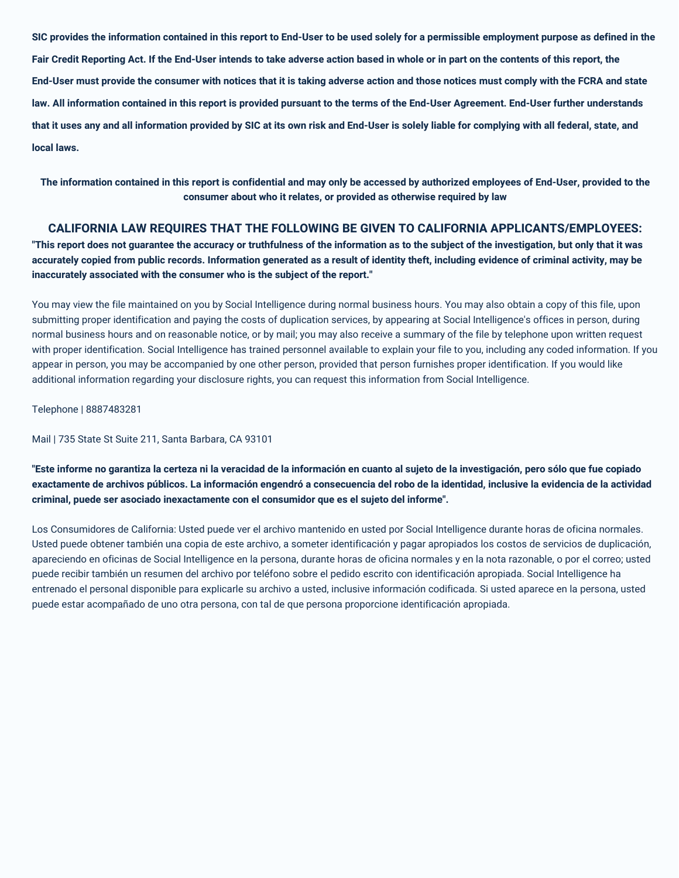**SIC provides the information contained in this report to End-User to be used solely for a permissible employment purpose as defined in the Fair Credit Reporting Act. If the End-User intends to take adverse action based in whole or in part on the contents of this report, the End-User must provide the consumer with notices that it is taking adverse action and those notices must comply with the FCRA and state law. All information contained in this report is provided pursuant to the terms of the End-User Agreement. End-User further understands that it uses any and all information provided by SIC at its own risk and End-User is solely liable for complying with all federal, state, and local laws.**

**The information contained in this report is confidential and may only be accessed by authorized employees of End-User, provided to the consumer about who it relates, or provided as otherwise required by law**

## CALIFORNIA LAW REQUIRES THAT THE FOLLOWING BE GIVEN TO CALIFORNIA APPLICANTS/EMPLOYEES:

**"This report does not guarantee the accuracy or truthfulness of the information as to the subject of the investigation, but only that it was accurately copied from public records. Information generated as a result of identity theft, including evidence of criminal activity, may be inaccurately associated with the consumer who is the subject of the report."**

You may view the file maintained on you by Social Intelligence during normal business hours. You may also obtain a copy of this file, upon submitting proper identification and paying the costs of duplication services, by appearing at Social Intelligence's offices in person, during normal business hours and on reasonable notice, or by mail; you may also receive a summary of the file by telephone upon written request with proper identification. Social Intelligence has trained personnel available to explain your file to you, including any coded information. If you appear in person, you may be accompanied by one other person, provided that person furnishes proper identification. If you would like additional information regarding your disclosure rights, you can request this information from Social Intelligence.

Telephone | 8887483281

Mail | 735 State St Suite 211, Santa Barbara, CA 93101

**"Este informe no garantiza la certeza ni la veracidad de la información en cuanto al sujeto de la investigación, pero sólo que fue copiado exactamente de archivos públicos. La información engendró a consecuencia del robo de la identidad, inclusive la evidencia de la actividad criminal, puede ser asociado inexactamente con el consumidor que es el sujeto del informe".**

Los Consumidores de California: Usted puede ver el archivo mantenido en usted por Social Intelligence durante horas de oficina normales. Usted puede obtener también una copia de este archivo, a someter identificación y pagar apropiados los costos de servicios de duplicación, apareciendo en oficinas de Social Intelligence en la persona, durante horas de oficina normales y en la nota razonable, o por el correo; usted puede recibir también un resumen del archivo por teléfono sobre el pedido escrito con identificación apropiada. Social Intelligence ha entrenado el personal disponible para explicarle su archivo a usted, inclusive información codificada. Si usted aparece en la persona, usted puede estar acompañado de uno otra persona, con tal de que persona proporcione identificación apropiada.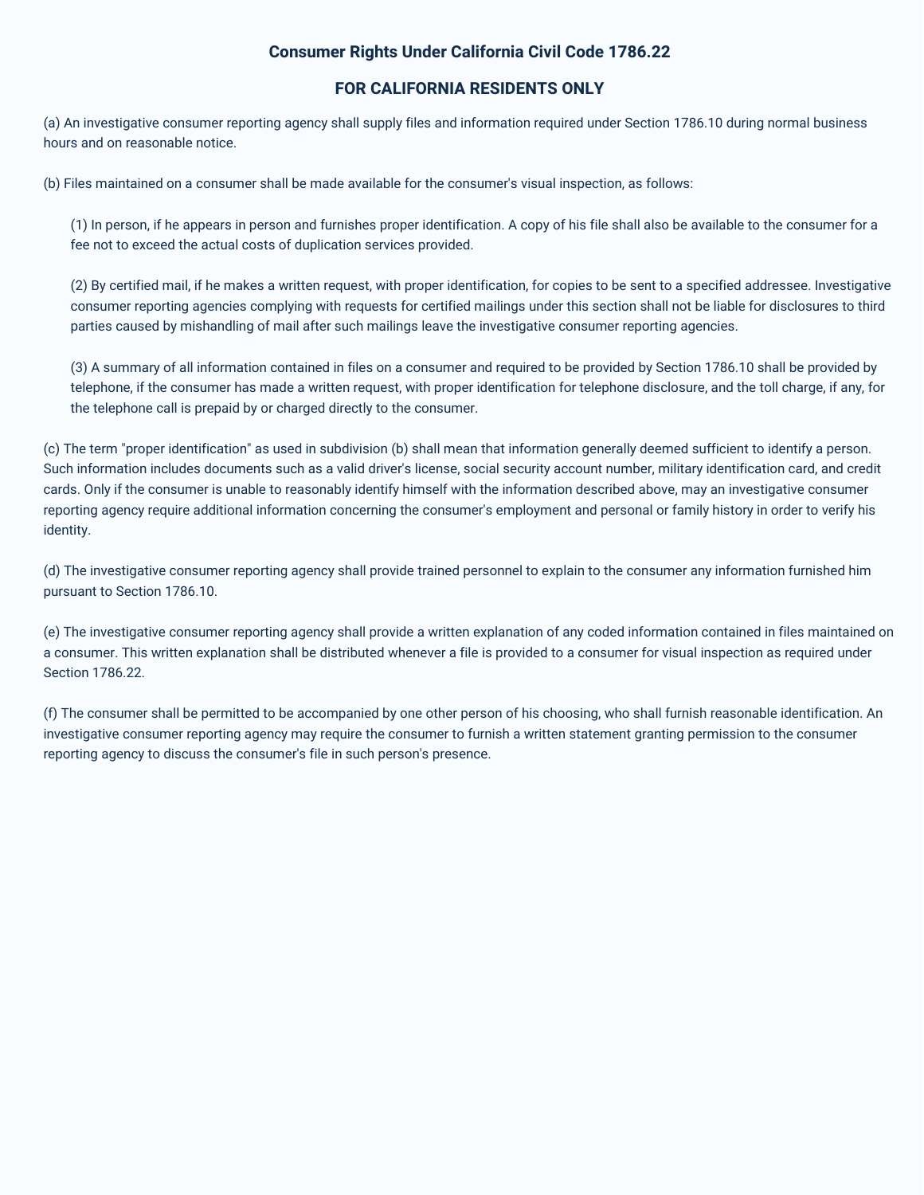## Consumer Rights Under California Civil Code 1786.22

## FOR CALIFORNIA RESIDENTS ONLY

(a) An investigative consumer reporting agency shall supply files and information required under Section 1786.10 during normal business hours and on reasonable notice.

(b) Files maintained on a consumer shall be made available for the consumer's visual inspection, as follows:

> (1) In person, if he appears in person and furnishes proper identification. A copy of his file shall also be available to the consumer for a fee not to exceed the actual costs of duplication services provided.
>
> (2) By certified mail, if he makes a written request, with proper identification, for copies to be sent to a specified addressee. Investigative consumer reporting agencies complying with requests for certified mailings under this section shall not be liable for disclosures to third parties caused by mishandling of mail after such mailings leave the investigative consumer reporting agencies.
>
> (3) A summary of all information contained in files on a consumer and required to be provided by Section 1786.10 shall be provided by telephone, if the consumer has made a written request, with proper identification for telephone disclosure, and the toll charge, if any, for the telephone call is prepaid by or charged directly to the consumer.

(c) The term "proper identification" as used in subdivision (b) shall mean that information generally deemed sufficient to identify a person. Such information includes documents such as a valid driver's license, social security account number, military identification card, and credit cards. Only if the consumer is unable to reasonably identify himself with the information described above, may an investigative consumer reporting agency require additional information concerning the consumer's employment and personal or family history in order to verify his identity.

(d) The investigative consumer reporting agency shall provide trained personnel to explain to the consumer any information furnished him pursuant to Section 1786.10.

(e) The investigative consumer reporting agency shall provide a written explanation of any coded information contained in files maintained on a consumer. This written explanation shall be distributed whenever a file is provided to a consumer for visual inspection as required under Section 1786.22.

(f) The consumer shall be permitted to be accompanied by one other person of his choosing, who shall furnish reasonable identification. An investigative consumer reporting agency may require the consumer to furnish a written statement granting permission to the consumer reporting agency to discuss the consumer's file in such person's presence.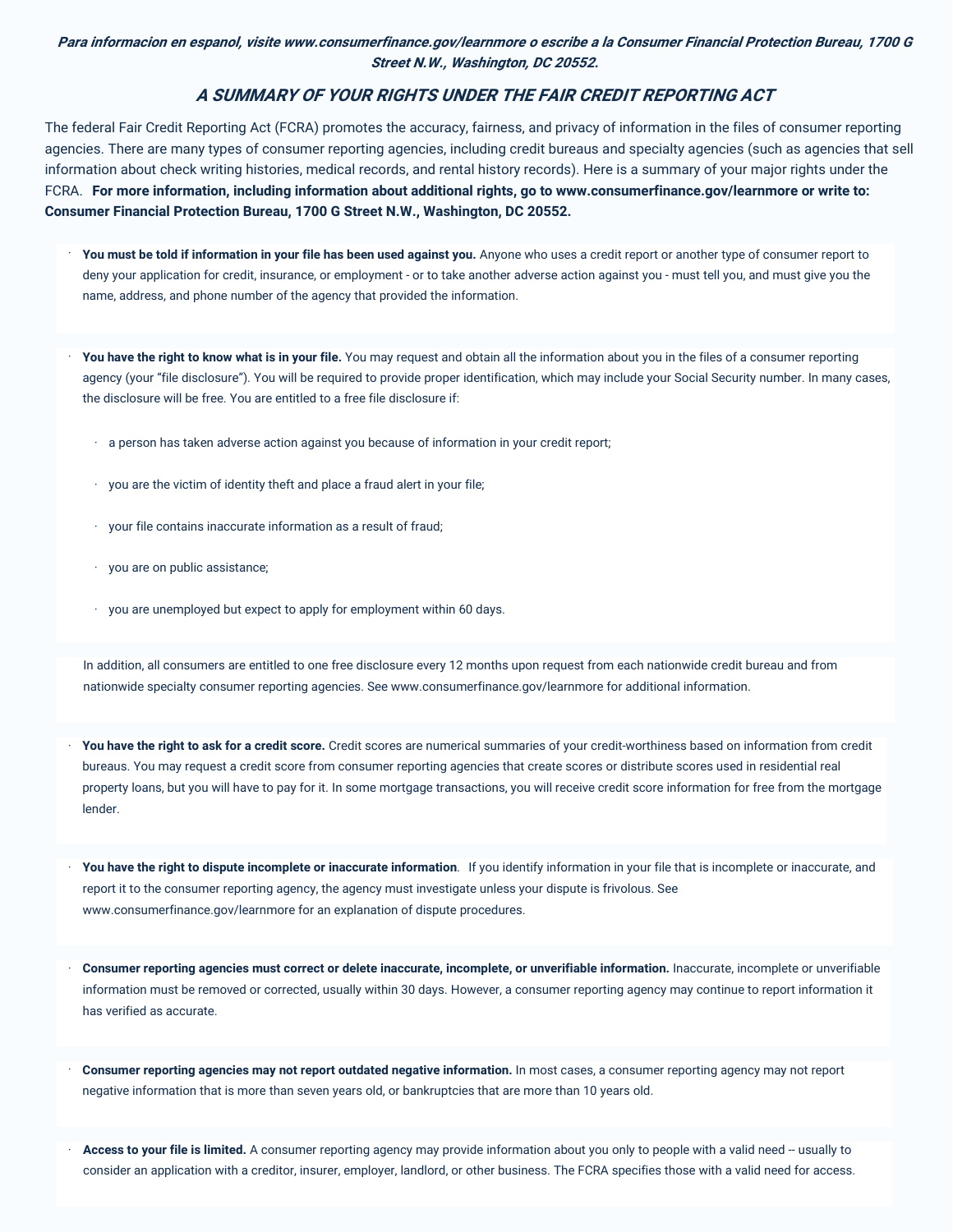*Para informacion en espanol, visite www.consumerfinance.gov/learnmore o escribe a la Consumer Financial Protection Bureau, 1700 G Street N.W., Washington, DC 20552.*

## *A SUMMARY OF YOUR RIGHTS UNDER THE FAIR CREDIT REPORTING ACT*

The federal Fair Credit Reporting Act (FCRA) promotes the accuracy, fairness, and privacy of information in the files of consumer reporting agencies. There are many types of consumer reporting agencies, including credit bureaus and specialty agencies (such as agencies that sell information about check writing histories, medical records, and rental history records). Here is a summary of your major rights under the FCRA. **For more information, including information about additional rights, go to www.consumerfinance.gov/learnmore or write to: Consumer Financial Protection Bureau, 1700 G Street N.W., Washington, DC 20552.**

- **You must be told if information in your file has been used against you.** Anyone who uses a credit report or another type of consumer report to deny your application for credit, insurance, or employment - or to take another adverse action against you - must tell you, and must give you the name, address, and phone number of the agency that provided the information.

- **You have the right to know what is in your file.** You may request and obtain all the information about you in the files of a consumer reporting agency (your "file disclosure"). You will be required to provide proper identification, which may include your Social Security number. In many cases, the disclosure will be free. You are entitled to a free file disclosure if:
    - a person has taken adverse action against you because of information in your credit report;
    - you are the victim of identity theft and place a fraud alert in your file;
    - your file contains inaccurate information as a result of fraud;
    - you are on public assistance;
    - you are unemployed but expect to apply for employment within 60 days.

  In addition, all consumers are entitled to one free disclosure every 12 months upon request from each nationwide credit bureau and from nationwide specialty consumer reporting agencies. See www.consumerfinance.gov/learnmore for additional information.

- **You have the right to ask for a credit score.** Credit scores are numerical summaries of your credit-worthiness based on information from credit bureaus. You may request a credit score from consumer reporting agencies that create scores or distribute scores used in residential real property loans, but you will have to pay for it. In some mortgage transactions, you will receive credit score information for free from the mortgage lender.

- **You have the right to dispute incomplete or inaccurate information**. If you identify information in your file that is incomplete or inaccurate, and report it to the consumer reporting agency, the agency must investigate unless your dispute is frivolous. See www.consumerfinance.gov/learnmore for an explanation of dispute procedures.

- **Consumer reporting agencies must correct or delete inaccurate, incomplete, or unverifiable information.** Inaccurate, incomplete or unverifiable information must be removed or corrected, usually within 30 days. However, a consumer reporting agency may continue to report information it has verified as accurate.

- **Consumer reporting agencies may not report outdated negative information.** In most cases, a consumer reporting agency may not report negative information that is more than seven years old, or bankruptcies that are more than 10 years old.

- **Access to your file is limited.** A consumer reporting agency may provide information about you only to people with a valid need -- usually to consider an application with a creditor, insurer, employer, landlord, or other business. The FCRA specifies those with a valid need for access.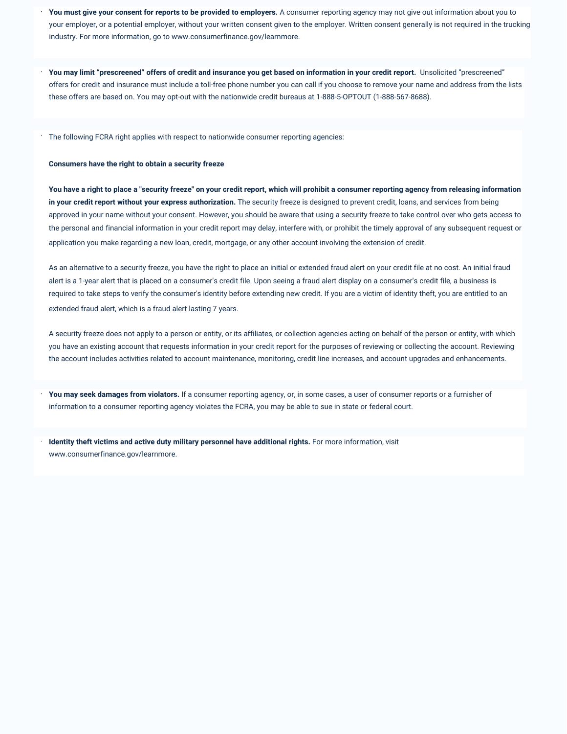- **You must give your consent for reports to be provided to employers.** A consumer reporting agency may not give out information about you to your employer, or a potential employer, without your written consent given to the employer. Written consent generally is not required in the trucking industry. For more information, go to www.consumerfinance.gov/learnmore.

- **You may limit "prescreened" offers of credit and insurance you get based on information in your credit report.** Unsolicited "prescreened" offers for credit and insurance must include a toll-free phone number you can call if you choose to remove your name and address from the lists these offers are based on. You may opt-out with the nationwide credit bureaus at 1-888-5-OPTOUT (1-888-567-8688).

- The following FCRA right applies with respect to nationwide consumer reporting agencies:

  **Consumers have the right to obtain a security freeze**

  **You have a right to place a "security freeze" on your credit report, which will prohibit a consumer reporting agency from releasing information in your credit report without your express authorization.** The security freeze is designed to prevent credit, loans, and services from being approved in your name without your consent. However, you should be aware that using a security freeze to take control over who gets access to the personal and financial information in your credit report may delay, interfere with, or prohibit the timely approval of any subsequent request or application you make regarding a new loan, credit, mortgage, or any other account involving the extension of credit.

  As an alternative to a security freeze, you have the right to place an initial or extended fraud alert on your credit file at no cost. An initial fraud alert is a 1-year alert that is placed on a consumer's credit file. Upon seeing a fraud alert display on a consumer's credit file, a business is required to take steps to verify the consumer's identity before extending new credit. If you are a victim of identity theft, you are entitled to an extended fraud alert, which is a fraud alert lasting 7 years.

  A security freeze does not apply to a person or entity, or its affiliates, or collection agencies acting on behalf of the person or entity, with which you have an existing account that requests information in your credit report for the purposes of reviewing or collecting the account. Reviewing the account includes activities related to account maintenance, monitoring, credit line increases, and account upgrades and enhancements.

- **You may seek damages from violators.** If a consumer reporting agency, or, in some cases, a user of consumer reports or a furnisher of information to a consumer reporting agency violates the FCRA, you may be able to sue in state or federal court.

- **Identity theft victims and active duty military personnel have additional rights.** For more information, visit www.consumerfinance.gov/learnmore.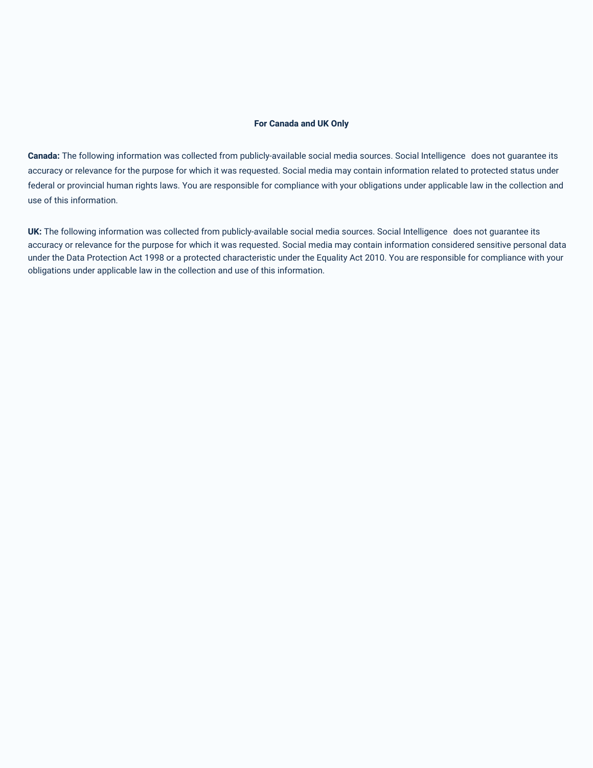**For Canada and UK Only**

**Canada:** The following information was collected from publicly-available social media sources. Social Intelligence does not guarantee its accuracy or relevance for the purpose for which it was requested. Social media may contain information related to protected status under federal or provincial human rights laws. You are responsible for compliance with your obligations under applicable law in the collection and use of this information.

**UK:** The following information was collected from publicly-available social media sources. Social Intelligence does not guarantee its accuracy or relevance for the purpose for which it was requested. Social media may contain information considered sensitive personal data under the Data Protection Act 1998 or a protected characteristic under the Equality Act 2010. You are responsible for compliance with your obligations under applicable law in the collection and use of this information.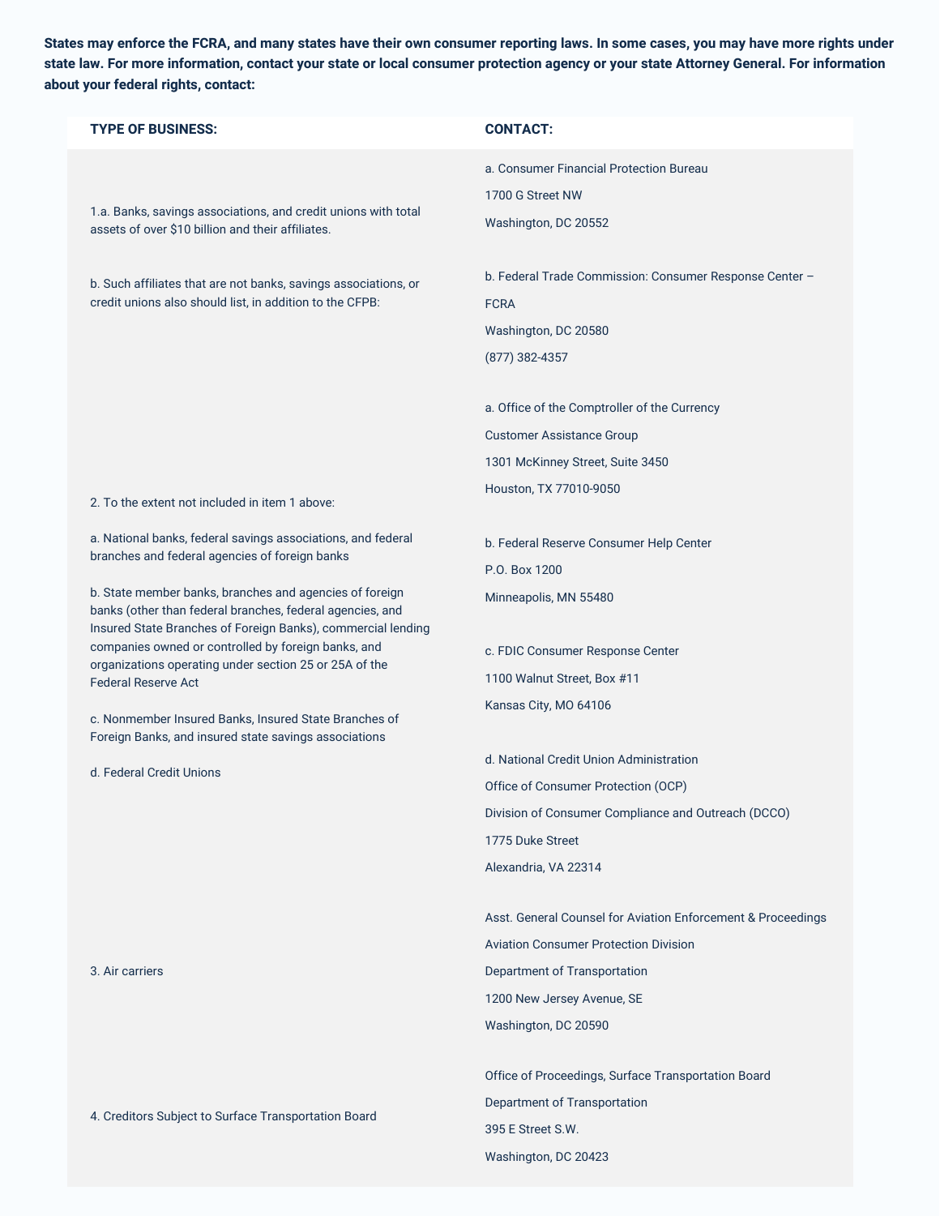**States may enforce the FCRA, and many states have their own consumer reporting laws. In some cases, you may have more rights under state law. For more information, contact your state or local consumer protection agency or your state Attorney General. For information about your federal rights, contact:**

| TYPE OF BUSINESS: | CONTACT: |
| --- | --- |
| 1.a. Banks, savings associations, and credit unions with total assets of over $10 billion and their affiliates.<br><br>b. Such affiliates that are not banks, savings associations, or credit unions also should list, in addition to the CFPB: | a. Consumer Financial Protection Bureau<br>1700 G Street NW<br>Washington, DC 20552<br><br>b. Federal Trade Commission: Consumer Response Center – FCRA<br>Washington, DC 20580<br>(877) 382-4357 |
| 2. To the extent not included in item 1 above:<br><br>a. National banks, federal savings associations, and federal branches and federal agencies of foreign banks<br><br>b. State member banks, branches and agencies of foreign banks (other than federal branches, federal agencies, and Insured State Branches of Foreign Banks), commercial lending companies owned or controlled by foreign banks, and organizations operating under section 25 or 25A of the Federal Reserve Act<br><br>c. Nonmember Insured Banks, Insured State Branches of Foreign Banks, and insured state savings associations<br><br>d. Federal Credit Unions | a. Office of the Comptroller of the Currency<br>Customer Assistance Group<br>1301 McKinney Street, Suite 3450<br>Houston, TX 77010-9050<br><br>b. Federal Reserve Consumer Help Center<br>P.O. Box 1200<br>Minneapolis, MN 55480<br><br>c. FDIC Consumer Response Center<br>1100 Walnut Street, Box #11<br>Kansas City, MO 64106<br><br>d. National Credit Union Administration<br>Office of Consumer Protection (OCP)<br>Division of Consumer Compliance and Outreach (DCCO)<br>1775 Duke Street<br>Alexandria, VA 22314 |
| 3. Air carriers | Asst. General Counsel for Aviation Enforcement & Proceedings<br>Aviation Consumer Protection Division<br>Department of Transportation<br>1200 New Jersey Avenue, SE<br>Washington, DC 20590 |
| 4. Creditors Subject to Surface Transportation Board | Office of Proceedings, Surface Transportation Board<br>Department of Transportation<br>395 E Street S.W.<br>Washington, DC 20423 |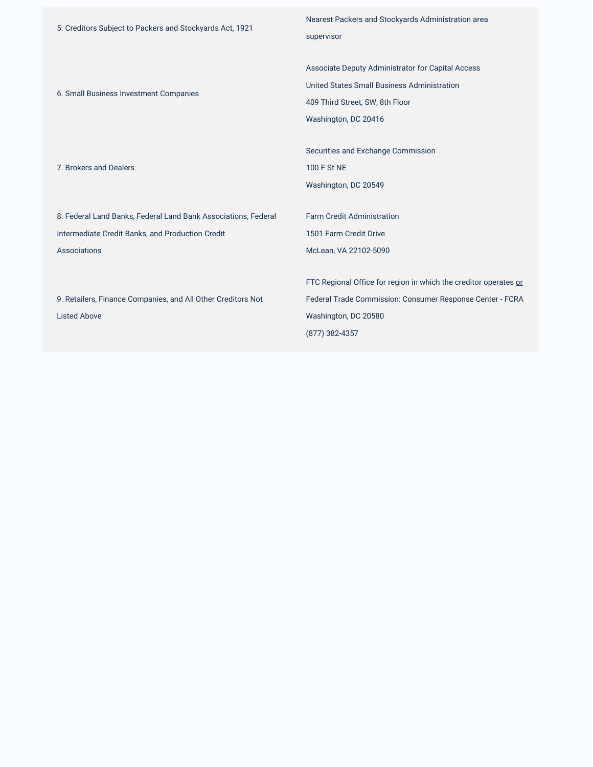| | |
|---|---|
| 5. Creditors Subject to Packers and Stockyards Act, 1921 | Nearest Packers and Stockyards Administration area supervisor |
| 6. Small Business Investment Companies | Associate Deputy Administrator for Capital Access<br>United States Small Business Administration<br>409 Third Street, SW, 8th Floor<br>Washington, DC 20416 |
| 7. Brokers and Dealers | Securities and Exchange Commission<br>100 F St NE<br>Washington, DC 20549 |
| 8. Federal Land Banks, Federal Land Bank Associations, Federal Intermediate Credit Banks, and Production Credit Associations | Farm Credit Administration<br>1501 Farm Credit Drive<br>McLean, VA 22102-5090 |
| 9. Retailers, Finance Companies, and All Other Creditors Not Listed Above | FTC Regional Office for region in which the creditor operates <u>or</u><br>Federal Trade Commission: Consumer Response Center - FCRA<br>Washington, DC 20580<br>(877) 382-4357 |